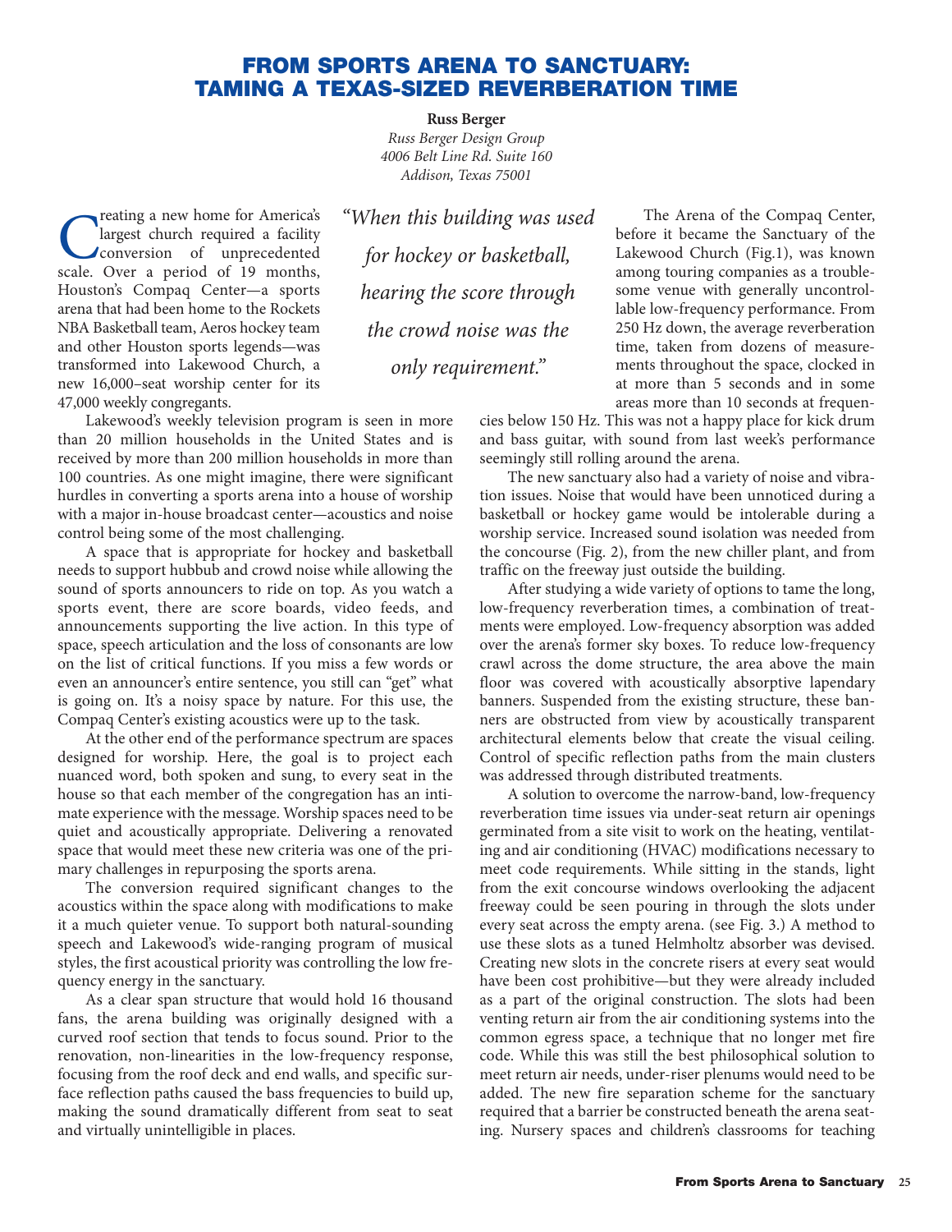# FROM SPORTS ARENA TO SANCTUARY: TAMING A TEXAS-SIZED REVERBERATION TIME

**Russ Berger**
*Russ Berger Design Group*
*4006 Belt Line Rd. Suite 160*
*Addison, Texas 75001*

Creating a new home for America's largest church required a facility conversion of unprecedented scale. Over a period of 19 months, Houston's Compaq Center—a sports arena that had been home to the Rockets NBA Basketball team, Aeros hockey team and other Houston sports legends—was transformed into Lakewood Church, a new 16,000–seat worship center for its 47,000 weekly congregants.

Lakewood's weekly television program is seen in more than 20 million households in the United States and is received by more than 200 million households in more than 100 countries. As one might imagine, there were significant hurdles in converting a sports arena into a house of worship with a major in-house broadcast center—acoustics and noise control being some of the most challenging.

A space that is appropriate for hockey and basketball needs to support hubbub and crowd noise while allowing the sound of sports announcers to ride on top. As you watch a sports event, there are score boards, video feeds, and announcements supporting the live action. In this type of space, speech articulation and the loss of consonants are low on the list of critical functions. If you miss a few words or even an announcer's entire sentence, you still can "get" what is going on. It's a noisy space by nature. For this use, the Compaq Center's existing acoustics were up to the task.

At the other end of the performance spectrum are spaces designed for worship. Here, the goal is to project each nuanced word, both spoken and sung, to every seat in the house so that each member of the congregation has an intimate experience with the message. Worship spaces need to be quiet and acoustically appropriate. Delivering a renovated space that would meet these new criteria was one of the primary challenges in repurposing the sports arena.

The conversion required significant changes to the acoustics within the space along with modifications to make it a much quieter venue. To support both natural-sounding speech and Lakewood's wide-ranging program of musical styles, the first acoustical priority was controlling the low frequency energy in the sanctuary.

As a clear span structure that would hold 16 thousand fans, the arena building was originally designed with a curved roof section that tends to focus sound. Prior to the renovation, non-linearities in the low-frequency response, focusing from the roof deck and end walls, and specific surface reflection paths caused the bass frequencies to build up, making the sound dramatically different from seat to seat and virtually unintelligible in places.

> *"When this building was used for hockey or basketball, hearing the score through the crowd noise was the only requirement."*

The Arena of the Compaq Center, before it became the Sanctuary of the Lakewood Church (Fig.1), was known among touring companies as a troublesome venue with generally uncontrollable low-frequency performance. From 250 Hz down, the average reverberation time, taken from dozens of measurements throughout the space, clocked in at more than 5 seconds and in some areas more than 10 seconds at frequencies below 150 Hz. This was not a happy place for kick drum and bass guitar, with sound from last week's performance seemingly still rolling around the arena.

The new sanctuary also had a variety of noise and vibration issues. Noise that would have been unnoticed during a basketball or hockey game would be intolerable during a worship service. Increased sound isolation was needed from the concourse (Fig. 2), from the new chiller plant, and from traffic on the freeway just outside the building.

After studying a wide variety of options to tame the long, low-frequency reverberation times, a combination of treatments were employed. Low-frequency absorption was added over the arena's former sky boxes. To reduce low-frequency crawl across the dome structure, the area above the main floor was covered with acoustically absorptive lapendary banners. Suspended from the existing structure, these banners are obstructed from view by acoustically transparent architectural elements below that create the visual ceiling. Control of specific reflection paths from the main clusters was addressed through distributed treatments.

A solution to overcome the narrow-band, low-frequency reverberation time issues via under-seat return air openings germinated from a site visit to work on the heating, ventilating and air conditioning (HVAC) modifications necessary to meet code requirements. While sitting in the stands, light from the exit concourse windows overlooking the adjacent freeway could be seen pouring in through the slots under every seat across the empty arena. (see Fig. 3.) A method to use these slots as a tuned Helmholtz absorber was devised. Creating new slots in the concrete risers at every seat would have been cost prohibitive—but they were already included as a part of the original construction. The slots had been venting return air from the air conditioning systems into the common egress space, a technique that no longer met fire code. While this was still the best philosophical solution to meet return air needs, under-riser plenums would need to be added. The new fire separation scheme for the sanctuary required that a barrier be constructed beneath the arena seating. Nursery spaces and children's classrooms for teaching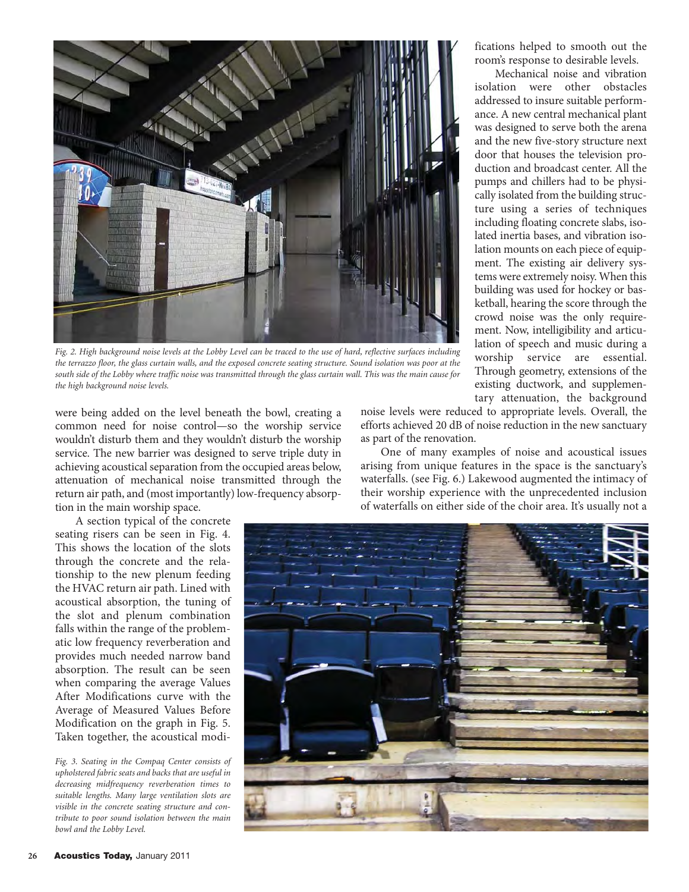Fig. 2. High background noise levels at the Lobby Level can be traced to the use of hard, reflective surfaces including the terrazzo floor, the glass curtain walls, and the exposed concrete seating structure. Sound isolation was poor at the south side of the Lobby where traffic noise was transmitted through the glass curtain wall. This was the main cause for the high background noise levels.

were being added on the level beneath the bowl, creating a common need for noise control—so the worship service wouldn't disturb them and they wouldn't disturb the worship service. The new barrier was designed to serve triple duty in achieving acoustical separation from the occupied areas below, attenuation of mechanical noise transmitted through the return air path, and (most importantly) low-frequency absorption in the main worship space.

A section typical of the concrete seating risers can be seen in Fig. 4. This shows the location of the slots through the concrete and the relationship to the new plenum feeding the HVAC return air path. Lined with acoustical absorption, the tuning of the slot and plenum combination falls within the range of the problematic low frequency reverberation and provides much needed narrow band absorption. The result can be seen when comparing the average Values After Modifications curve with the Average of Measured Values Before Modification on the graph in Fig. 5. Taken together, the acoustical modifications helped to smooth out the room's response to desirable levels.

Fig. 3. Seating in the Compaq Center consists of upholstered fabric seats and backs that are useful in decreasing midfrequency reverberation times to suitable lengths. Many large ventilation slots are visible in the concrete seating structure and contribute to poor sound isolation between the main bowl and the Lobby Level.

Mechanical noise and vibration isolation were other obstacles addressed to insure suitable performance. A new central mechanical plant was designed to serve both the arena and the new five-story structure next door that houses the television production and broadcast center. All the pumps and chillers had to be physically isolated from the building structure using a series of techniques including floating concrete slabs, isolated inertia bases, and vibration isolation mounts on each piece of equipment. The existing air delivery systems were extremely noisy. When this building was used for hockey or basketball, hearing the score through the crowd noise was the only requirement. Now, intelligibility and articulation of speech and music during a worship service are essential. Through geometry, extensions of the existing ductwork, and supplementary attenuation, the background noise levels were reduced to appropriate levels. Overall, the efforts achieved 20 dB of noise reduction in the new sanctuary as part of the renovation.

One of many examples of noise and acoustical issues arising from unique features in the space is the sanctuary's waterfalls. (see Fig. 6.) Lakewood augmented the intimacy of their worship experience with the unprecedented inclusion of waterfalls on either side of the choir area. It's usually not a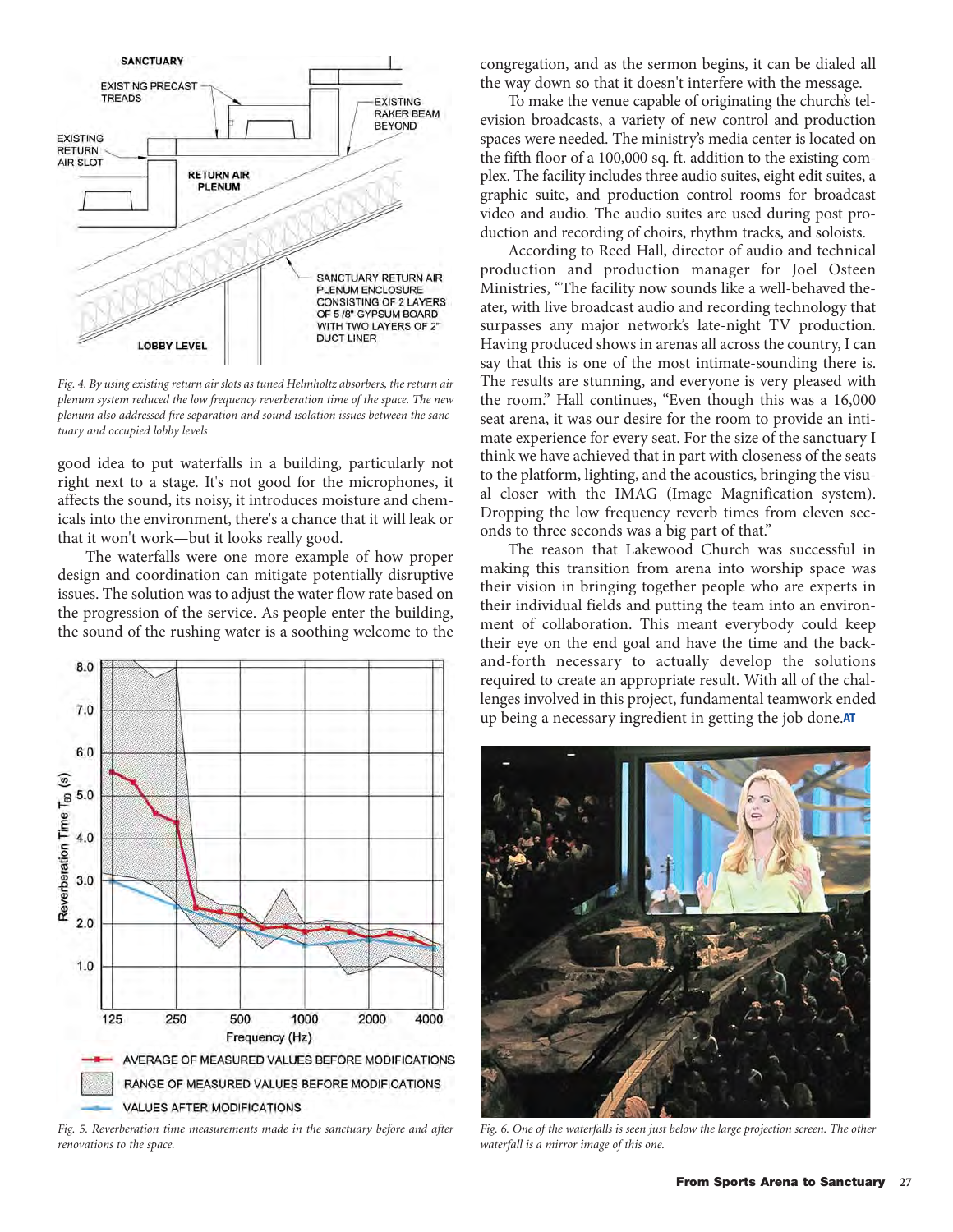Fig. 4. By using existing return air slots as tuned Helmholtz absorbers, the return air plenum system reduced the low frequency reverberation time of the space. The new plenum also addressed fire separation and sound isolation issues between the sanctuary and occupied lobby levels

good idea to put waterfalls in a building, particularly not right next to a stage. It's not good for the microphones, it affects the sound, its noisy, it introduces moisture and chemicals into the environment, there's a chance that it will leak or that it won't work—but it looks really good.

The waterfalls were one more example of how proper design and coordination can mitigate potentially disruptive issues. The solution was to adjust the water flow rate based on the progression of the service. As people enter the building, the sound of the rushing water is a soothing welcome to the congregation, and as the sermon begins, it can be dialed all the way down so that it doesn't interfere with the message.

To make the venue capable of originating the church's television broadcasts, a variety of new control and production spaces were needed. The ministry's media center is located on the fifth floor of a 100,000 sq. ft. addition to the existing complex. The facility includes three audio suites, eight edit suites, a graphic suite, and production control rooms for broadcast video and audio. The audio suites are used during post production and recording of choirs, rhythm tracks, and soloists.

According to Reed Hall, director of audio and technical production and production manager for Joel Osteen Ministries, "The facility now sounds like a well-behaved theater, with live broadcast audio and recording technology that surpasses any major network's late-night TV production. Having produced shows in arenas all across the country, I can say that this is one of the most intimate-sounding there is. The results are stunning, and everyone is very pleased with the room." Hall continues, "Even though this was a 16,000 seat arena, it was our desire for the room to provide an intimate experience for every seat. For the size of the sanctuary I think we have achieved that in part with closeness of the seats to the platform, lighting, and the acoustics, bringing the visual closer with the IMAG (Image Magnification system). Dropping the low frequency reverb times from eleven seconds to three seconds was a big part of that."

The reason that Lakewood Church was successful in making this transition from arena into worship space was their vision in bringing together people who are experts in their individual fields and putting the team into an environment of collaboration. This meant everybody could keep their eye on the end goal and have the time and the back-and-forth necessary to actually develop the solutions required to create an appropriate result. With all of the challenges involved in this project, fundamental teamwork ended up being a necessary ingredient in getting the job done. **AT**

Fig. 5. Reverberation time measurements made in the sanctuary before and after renovations to the space.

Fig. 6. One of the waterfalls is seen just below the large projection screen. The other waterfall is a mirror image of this one.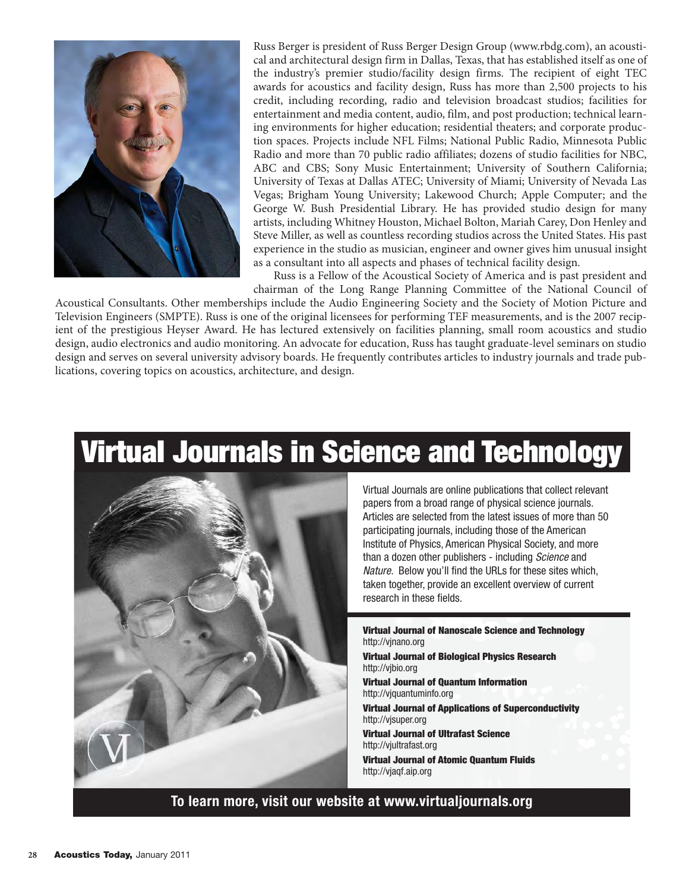Russ Berger is president of Russ Berger Design Group (www.rbdg.com), an acoustical and architectural design firm in Dallas, Texas, that has established itself as one of the industry's premier studio/facility design firms. The recipient of eight TEC awards for acoustics and facility design, Russ has more than 2,500 projects to his credit, including recording, radio and television broadcast studios; facilities for entertainment and media content, audio, film, and post production; technical learning environments for higher education; residential theaters; and corporate production spaces. Projects include NFL Films; National Public Radio, Minnesota Public Radio and more than 70 public radio affiliates; dozens of studio facilities for NBC, ABC and CBS; Sony Music Entertainment; University of Southern California; University of Texas at Dallas ATEC; University of Miami; University of Nevada Las Vegas; Brigham Young University; Lakewood Church; Apple Computer; and the George W. Bush Presidential Library. He has provided studio design for many artists, including Whitney Houston, Michael Bolton, Mariah Carey, Don Henley and Steve Miller, as well as countless recording studios across the United States. His past experience in the studio as musician, engineer and owner gives him unusual insight as a consultant into all aspects and phases of technical facility design.

Russ is a Fellow of the Acoustical Society of America and is past president and chairman of the Long Range Planning Committee of the National Council of Acoustical Consultants. Other memberships include the Audio Engineering Society and the Society of Motion Picture and Television Engineers (SMPTE). Russ is one of the original licensees for performing TEF measurements, and is the 2007 recipient of the prestigious Heyser Award. He has lectured extensively on facilities planning, small room acoustics and studio design, audio electronics and audio monitoring. An advocate for education, Russ has taught graduate-level seminars on studio design and serves on several university advisory boards. He frequently contributes articles to industry journals and trade publications, covering topics on acoustics, architecture, and design.

# Virtual Journals in Science and Technology

Virtual Journals are online publications that collect relevant papers from a broad range of physical science journals. Articles are selected from the latest issues of more than 50 participating journals, including those of the American Institute of Physics, American Physical Society, and more than a dozen other publishers - including *Science* and *Nature*. Below you'll find the URLs for these sites which, taken together, provide an excellent overview of current research in these fields.

**Virtual Journal of Nanoscale Science and Technology**
http://vjnano.org

**Virtual Journal of Biological Physics Research**
http://vjbio.org

**Virtual Journal of Quantum Information**
http://vjquantuminfo.org

**Virtual Journal of Applications of Superconductivity**
http://vjsuper.org

**Virtual Journal of Ultrafast Science**
http://vjultrafast.org

**Virtual Journal of Atomic Quantum Fluids**
http://vjaqf.aip.org

**To learn more, visit our website at www.virtualjournals.org**